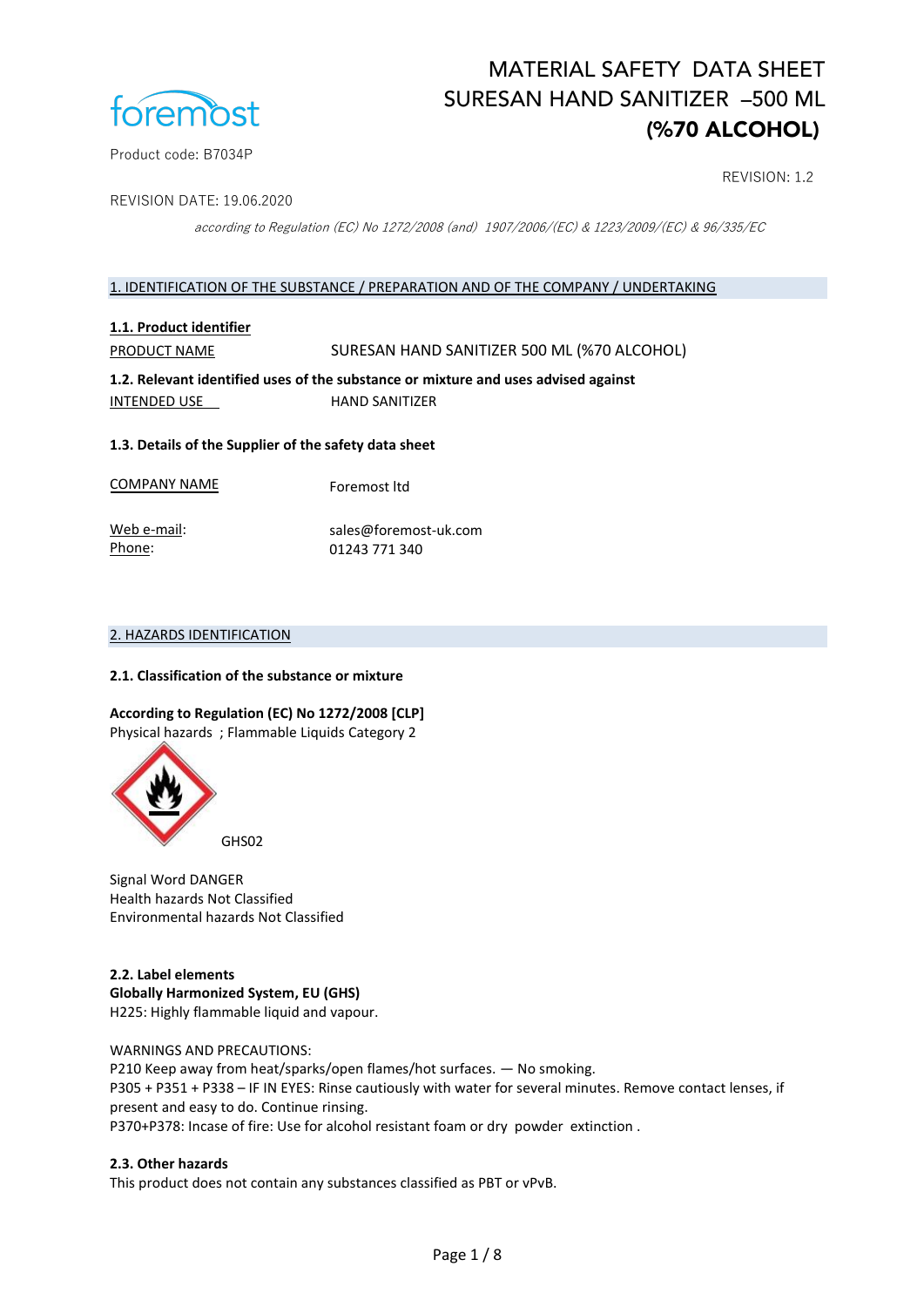foremost

Product code: B7034P

# MATERIAL SAFETY DATA SHEET
# SURESAN HAND SANITIZER –500 ML
# (%70 ALCOHOL)

REVISION: 1.2

REVISION DATE: 19.06.2020

*according to Regulation (EC) No 1272/2008 (and) 1907/2006/(EC) & 1223/2009/(EC) & 96/335/EC*

## 1. IDENTIFICATION OF THE SUBSTANCE / PREPARATION AND OF THE COMPANY / UNDERTAKING

**1.1. Product identifier**

PRODUCT NAME: SURESAN HAND SANITIZER 500 ML (%70 ALCOHOL)

**1.2. Relevant identified uses of the substance or mixture and uses advised against**

INTENDED USE: HAND SANITIZER

**1.3. Details of the Supplier of the safety data sheet**

COMPANY NAME: Foremost ltd

Web e-mail: sales@foremost-uk.com
Phone: 01243 771 340

## 2. HAZARDS IDENTIFICATION

**2.1. Classification of the substance or mixture**

**According to Regulation (EC) No 1272/2008 [CLP]**
Physical hazards ; Flammable Liquids Category 2

GHS02

Signal Word DANGER
Health hazards Not Classified
Environmental hazards Not Classified

**2.2. Label elements**
**Globally Harmonized System, EU (GHS)**
H225: Highly flammable liquid and vapour.

WARNINGS AND PRECAUTIONS:
P210 Keep away from heat/sparks/open flames/hot surfaces. — No smoking.
P305 + P351 + P338 – IF IN EYES: Rinse cautiously with water for several minutes. Remove contact lenses, if present and easy to do. Continue rinsing.
P370+P378: Incase of fire: Use for alcohol resistant foam or dry powder extinction .

**2.3. Other hazards**
This product does not contain any substances classified as PBT or vPvB.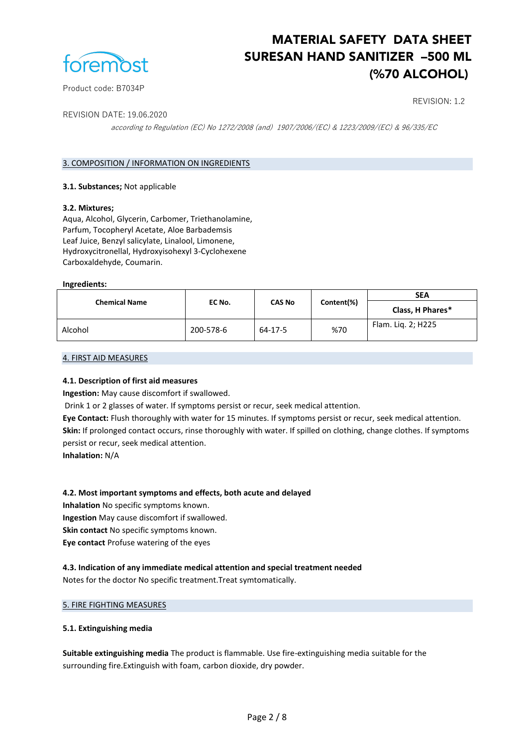## 3. COMPOSITION / INFORMATION ON INGREDIENTS

**3.1. Substances;** Not applicable

**3.2. Mixtures;**
Aqua, Alcohol, Glycerin, Carbomer, Triethanolamine, Parfum, Tocopheryl Acetate, Aloe Barbademsis Leaf Juice, Benzyl salicylate, Linalool, Limonene, Hydroxycitronellal, Hydroxyisohexyl 3-Cyclohexene Carboxaldehyde, Coumarin.

**Ingredients:**

| Chemical Name | EC No. | CAS No | Content(%) | SEA Class, H Phares* |
|---|---|---|---|---|
| Alcohol | 200-578-6 | 64-17-5 | %70 | Flam. Liq. 2; H225 |

## 4. FIRST AID MEASURES

### 4.1. Description of first aid measures

**Ingestion:** May cause discomfort if swallowed.
Drink 1 or 2 glasses of water. If symptoms persist or recur, seek medical attention.
**Eye Contact:** Flush thoroughly with water for 15 minutes. If symptoms persist or recur, seek medical attention.
**Skin:** If prolonged contact occurs, rinse thoroughly with water. If spilled on clothing, change clothes. If symptoms persist or recur, seek medical attention.
**Inhalation:** N/A

### 4.2. Most important symptoms and effects, both acute and delayed

**Inhalation** No specific symptoms known.
**Ingestion** May cause discomfort if swallowed.
**Skin contact** No specific symptoms known.
**Eye contact** Profuse watering of the eyes

### 4.3. Indication of any immediate medical attention and special treatment needed

Notes for the doctor No specific treatment.Treat symtomatically.

## 5. FIRE FIGHTING MEASURES

### 5.1. Extinguishing media

**Suitable extinguishing media** The product is flammable. Use fire-extinguishing media suitable for the surrounding fire.Extinguish with foam, carbon dioxide, dry powder.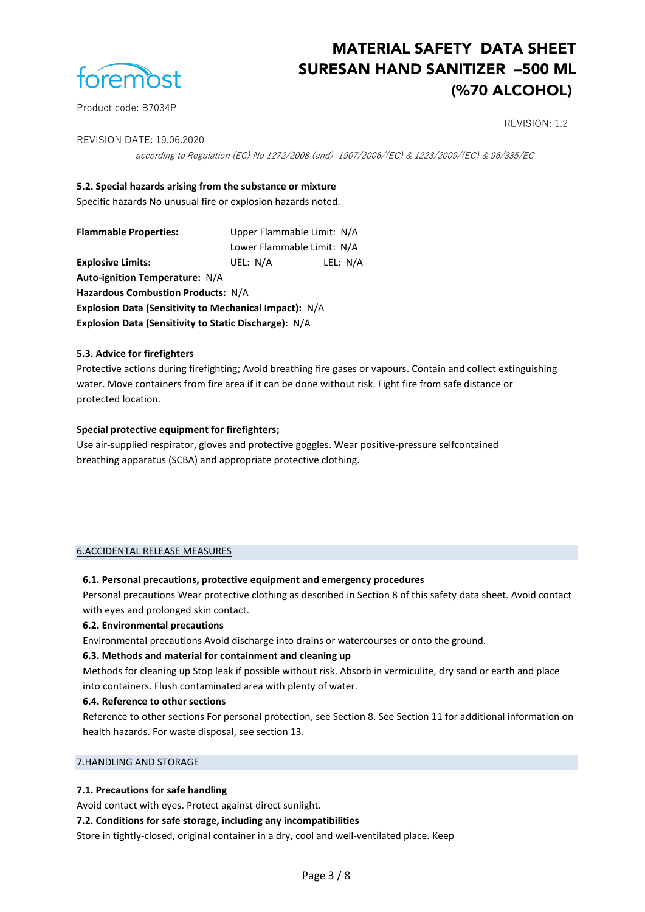### 5.2. Special hazards arising from the substance or mixture

Specific hazards No unusual fire or explosion hazards noted.

**Flammable Properties:** Upper Flammable Limit: N/A
Lower Flammable Limit: N/A

**Explosive Limits:** UEL: N/A LEL: N/A

**Auto-ignition Temperature:** N/A

**Hazardous Combustion Products:** N/A

**Explosion Data (Sensitivity to Mechanical Impact):** N/A

**Explosion Data (Sensitivity to Static Discharge):** N/A

### 5.3. Advice for firefighters

Protective actions during firefighting; Avoid breathing fire gases or vapours. Contain and collect extinguishing water. Move containers from fire area if it can be done without risk. Fight fire from safe distance or protected location.

**Special protective equipment for firefighters;**

Use air-supplied respirator, gloves and protective goggles. Wear positive-pressure selfcontained breathing apparatus (SCBA) and appropriate protective clothing.

## 6.ACCIDENTAL RELEASE MEASURES

### 6.1. Personal precautions, protective equipment and emergency procedures

Personal precautions Wear protective clothing as described in Section 8 of this safety data sheet. Avoid contact with eyes and prolonged skin contact.

### 6.2. Environmental precautions

Environmental precautions Avoid discharge into drains or watercourses or onto the ground.

### 6.3. Methods and material for containment and cleaning up

Methods for cleaning up Stop leak if possible without risk. Absorb in vermiculite, dry sand or earth and place into containers. Flush contaminated area with plenty of water.

### 6.4. Reference to other sections

Reference to other sections For personal protection, see Section 8. See Section 11 for additional information on health hazards. For waste disposal, see section 13.

## 7.HANDLING AND STORAGE

### 7.1. Precautions for safe handling

Avoid contact with eyes. Protect against direct sunlight.

### 7.2. Conditions for safe storage, including any incompatibilities

Store in tightly-closed, original container in a dry, cool and well-ventilated place. Keep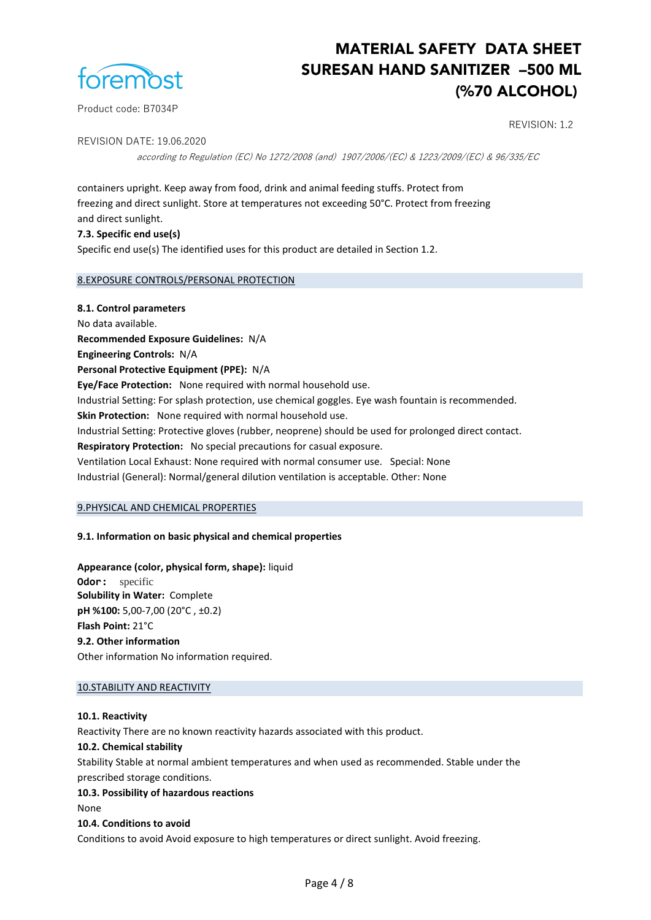containers upright. Keep away from food, drink and animal feeding stuffs. Protect from freezing and direct sunlight. Store at temperatures not exceeding 50°C. Protect from freezing and direct sunlight.

**7.3. Specific end use(s)**

Specific end use(s) The identified uses for this product are detailed in Section 1.2.

## 8.EXPOSURE CONTROLS/PERSONAL PROTECTION

**8.1. Control parameters**

No data available.

**Recommended Exposure Guidelines:** N/A

**Engineering Controls:** N/A

**Personal Protective Equipment (PPE):** N/A

**Eye/Face Protection:** None required with normal household use.

Industrial Setting: For splash protection, use chemical goggles. Eye wash fountain is recommended.

**Skin Protection:** None required with normal household use.

Industrial Setting: Protective gloves (rubber, neoprene) should be used for prolonged direct contact.

**Respiratory Protection:** No special precautions for casual exposure.

Ventilation Local Exhaust: None required with normal consumer use. Special: None

Industrial (General): Normal/general dilution ventilation is acceptable. Other: None

## 9.PHYSICAL AND CHEMICAL PROPERTIES

**9.1. Information on basic physical and chemical properties**

**Appearance (color, physical form, shape):** liquid

**Odor:** specific

**Solubility in Water:** Complete

**pH %100:** 5,00-7,00 (20°C , ±0.2)

**Flash Point:** 21°C

**9.2. Other information**

Other information No information required.

## 10.STABILITY AND REACTIVITY

**10.1. Reactivity**

Reactivity There are no known reactivity hazards associated with this product.

**10.2. Chemical stability**

Stability Stable at normal ambient temperatures and when used as recommended. Stable under the prescribed storage conditions.

**10.3. Possibility of hazardous reactions**

None

**10.4. Conditions to avoid**

Conditions to avoid Avoid exposure to high temperatures or direct sunlight. Avoid freezing.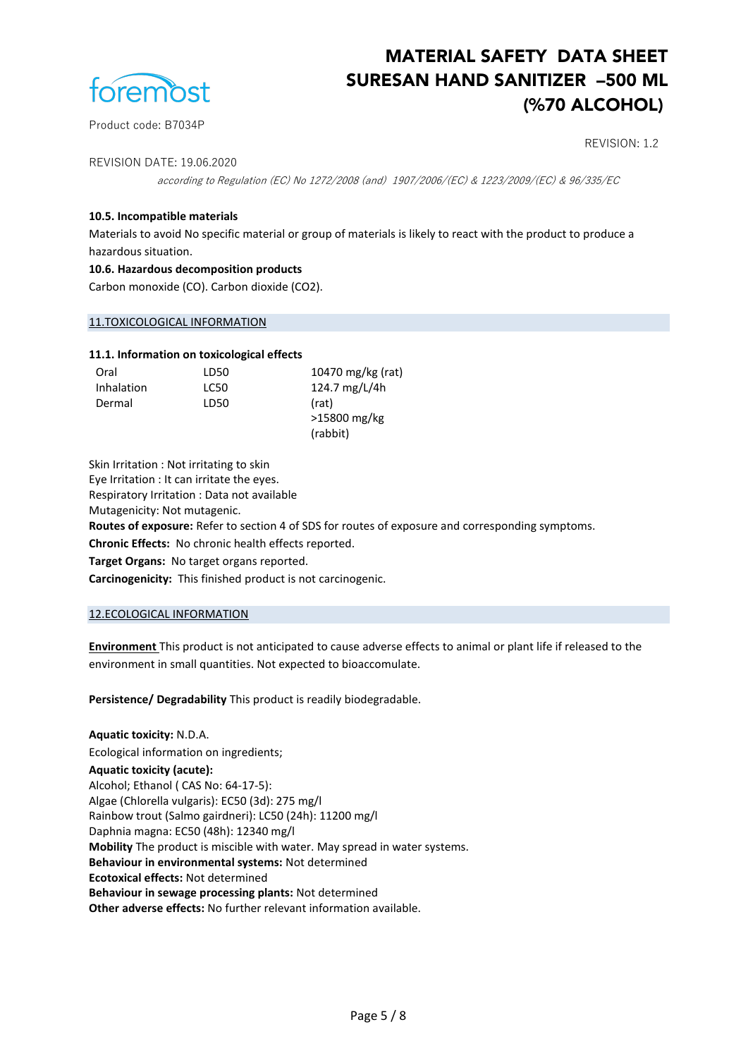### 10.5. Incompatible materials

Materials to avoid No specific material or group of materials is likely to react with the product to produce a hazardous situation.

### 10.6. Hazardous decomposition products

Carbon monoxide (CO). Carbon dioxide ($CO_2$).

## 11.TOXICOLOGICAL INFORMATION

### 11.1. Information on toxicological effects

| | | |
|---|---|---|
| Oral | LD50 | 10470 mg/kg (rat) |
| Inhalation | LC50 | 124.7 mg/L/4h (rat) |
| Dermal | LD50 | >15800 mg/kg (rabbit) |

Skin Irritation : Not irritating to skin

Eye Irritation : It can irritate the eyes.

Respiratory Irritation : Data not available

Mutagenicity: Not mutagenic.

**Routes of exposure:** Refer to section 4 of SDS for routes of exposure and corresponding symptoms.

**Chronic Effects:** No chronic health effects reported.

**Target Organs:** No target organs reported.

**Carcinogenicity:** This finished product is not carcinogenic.

## 12.ECOLOGICAL INFORMATION

**Environment** This product is not anticipated to cause adverse effects to animal or plant life if released to the environment in small quantities. Not expected to bioaccomulate.

**Persistence/ Degradability** This product is readily biodegradable.

**Aquatic toxicity:** N.D.A.

Ecological information on ingredients;

**Aquatic toxicity (acute):**

Alcohol; Ethanol ( CAS No: 64-17-5):

Algae (Chlorella vulgaris): EC50 (3d): 275 mg/l

Rainbow trout (Salmo gairdneri): LC50 (24h): 11200 mg/l

Daphnia magna: EC50 (48h): 12340 mg/l

**Mobility** The product is miscible with water. May spread in water systems.

**Behaviour in environmental systems:** Not determined

**Ecotoxical effects:** Not determined

**Behaviour in sewage processing plants:** Not determined

**Other adverse effects:** No further relevant information available.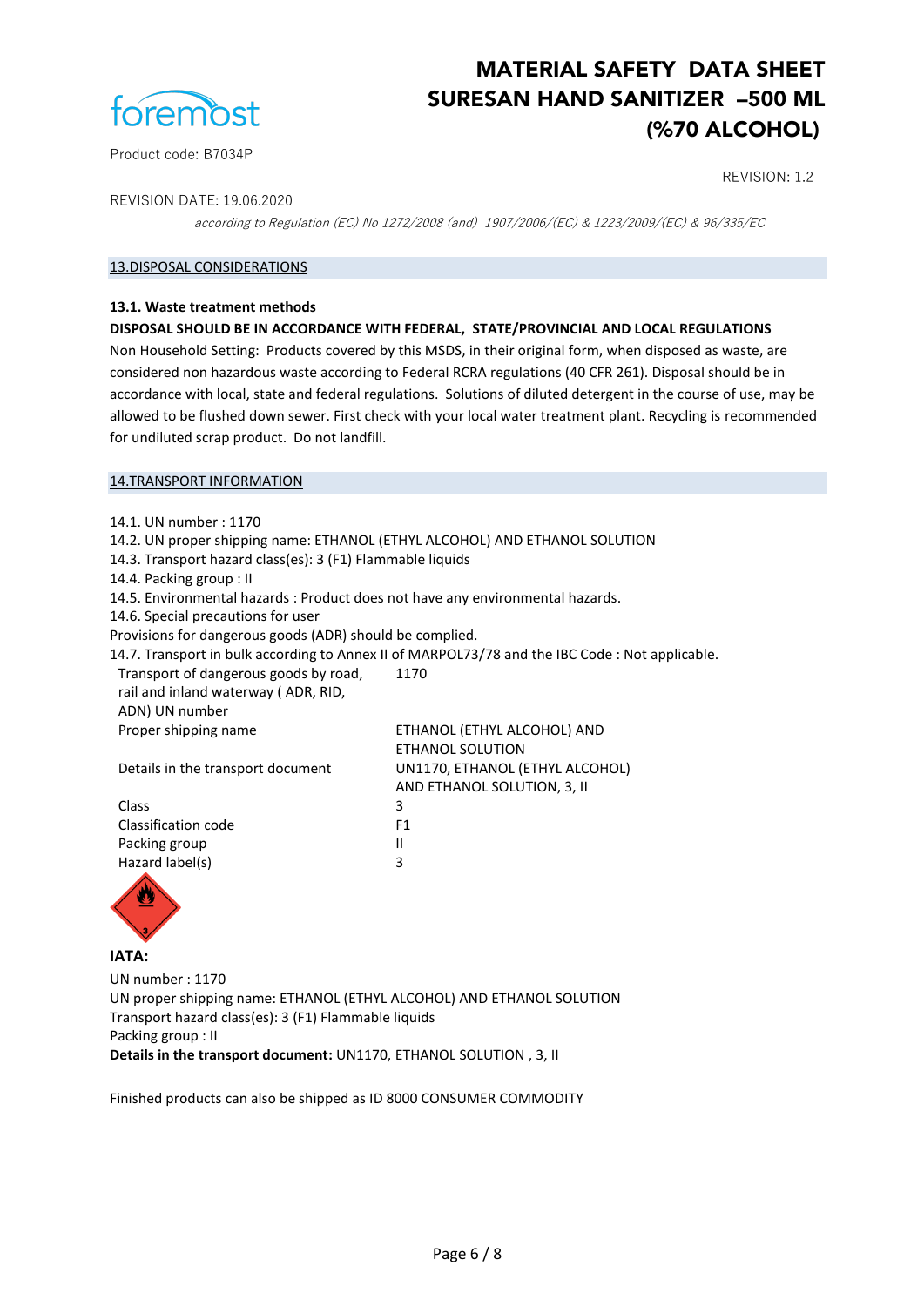## 13.DISPOSAL CONSIDERATIONS

**13.1. Waste treatment methods**

**DISPOSAL SHOULD BE IN ACCORDANCE WITH FEDERAL, STATE/PROVINCIAL AND LOCAL REGULATIONS**

Non Household Setting: Products covered by this MSDS, in their original form, when disposed as waste, are considered non hazardous waste according to Federal RCRA regulations (40 CFR 261). Disposal should be in accordance with local, state and federal regulations. Solutions of diluted detergent in the course of use, may be allowed to be flushed down sewer. First check with your local water treatment plant. Recycling is recommended for undiluted scrap product. Do not landfill.

## 14.TRANSPORT INFORMATION

14.1. UN number : 1170
14.2. UN proper shipping name: ETHANOL (ETHYL ALCOHOL) AND ETHANOL SOLUTION
14.3. Transport hazard class(es): 3 (F1) Flammable liquids
14.4. Packing group : II
14.5. Environmental hazards : Product does not have any environmental hazards.
14.6. Special precautions for user
Provisions for dangerous goods (ADR) should be complied.
14.7. Transport in bulk according to Annex II of MARPOL73/78 and the IBC Code : Not applicable.

| | |
|---|---|
| Transport of dangerous goods by road, rail and inland waterway ( ADR, RID, ADN) UN number | 1170 |
| Proper shipping name | ETHANOL (ETHYL ALCOHOL) AND ETHANOL SOLUTION |
| Details in the transport document | UN1170, ETHANOL (ETHYL ALCOHOL) AND ETHANOL SOLUTION, 3, II |
| Class | 3 |
| Classification code | F1 |
| Packing group | II |
| Hazard label(s) | 3 |

**IATA:**

UN number : 1170
UN proper shipping name: ETHANOL (ETHYL ALCOHOL) AND ETHANOL SOLUTION
Transport hazard class(es): 3 (F1) Flammable liquids
Packing group : II
**Details in the transport document:** UN1170, ETHANOL SOLUTION , 3, II

Finished products can also be shipped as ID 8000 CONSUMER COMMODITY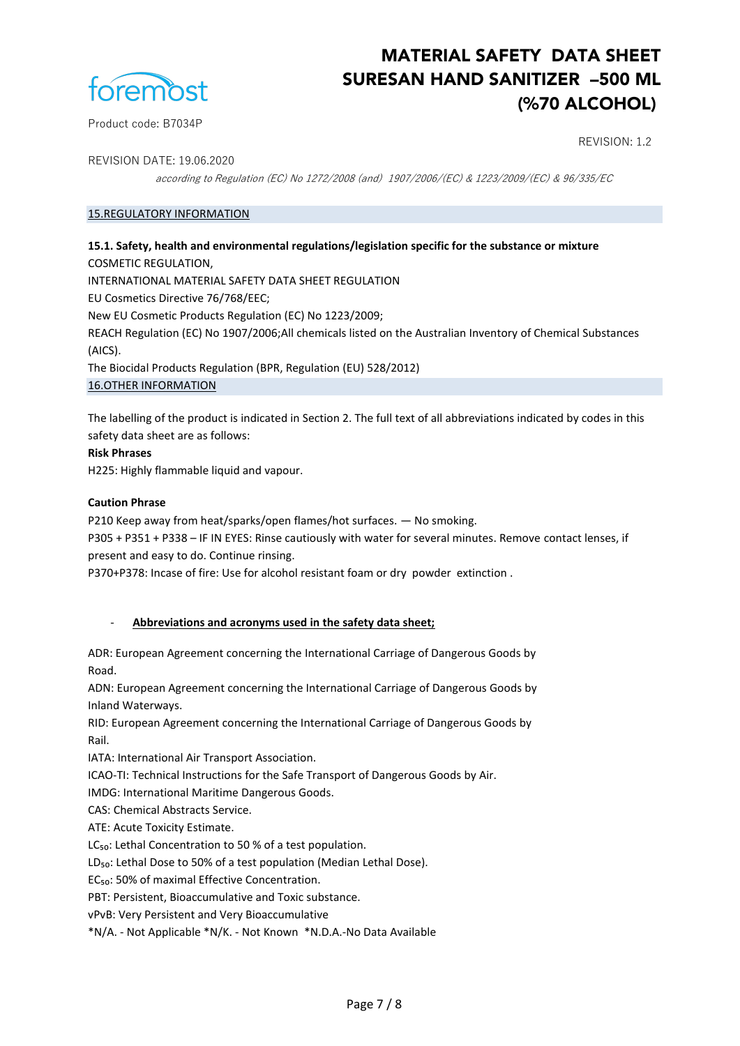## 15.REGULATORY INFORMATION

**15.1. Safety, health and environmental regulations/legislation specific for the substance or mixture**

COSMETIC REGULATION,

INTERNATIONAL MATERIAL SAFETY DATA SHEET REGULATION

EU Cosmetics Directive 76/768/EEC;

New EU Cosmetic Products Regulation (EC) No 1223/2009;

REACH Regulation (EC) No 1907/2006;All chemicals listed on the Australian Inventory of Chemical Substances (AICS).

The Biocidal Products Regulation (BPR, Regulation (EU) 528/2012)

## 16.OTHER INFORMATION

The labelling of the product is indicated in Section 2. The full text of all abbreviations indicated by codes in this safety data sheet are as follows:

**Risk Phrases**

H225: Highly flammable liquid and vapour.

**Caution Phrase**

P210 Keep away from heat/sparks/open flames/hot surfaces. — No smoking.

P305 + P351 + P338 – IF IN EYES: Rinse cautiously with water for several minutes. Remove contact lenses, if present and easy to do. Continue rinsing.

P370+P378: Incase of fire: Use for alcohol resistant foam or dry powder extinction .

- **Abbreviations and acronyms used in the safety data sheet;**

ADR: European Agreement concerning the International Carriage of Dangerous Goods by Road.

ADN: European Agreement concerning the International Carriage of Dangerous Goods by Inland Waterways.

RID: European Agreement concerning the International Carriage of Dangerous Goods by Rail.

IATA: International Air Transport Association.

ICAO-TI: Technical Instructions for the Safe Transport of Dangerous Goods by Air.

IMDG: International Maritime Dangerous Goods.

CAS: Chemical Abstracts Service.

ATE: Acute Toxicity Estimate.

$LC_{50}$: Lethal Concentration to 50 % of a test population.

$LD_{50}$: Lethal Dose to 50% of a test population (Median Lethal Dose).

$EC_{50}$: 50% of maximal Effective Concentration.

PBT: Persistent, Bioaccumulative and Toxic substance.

vPvB: Very Persistent and Very Bioaccumulative

*N/A. - Not Applicable *N/K. - Not Known *N.D.A.-No Data Available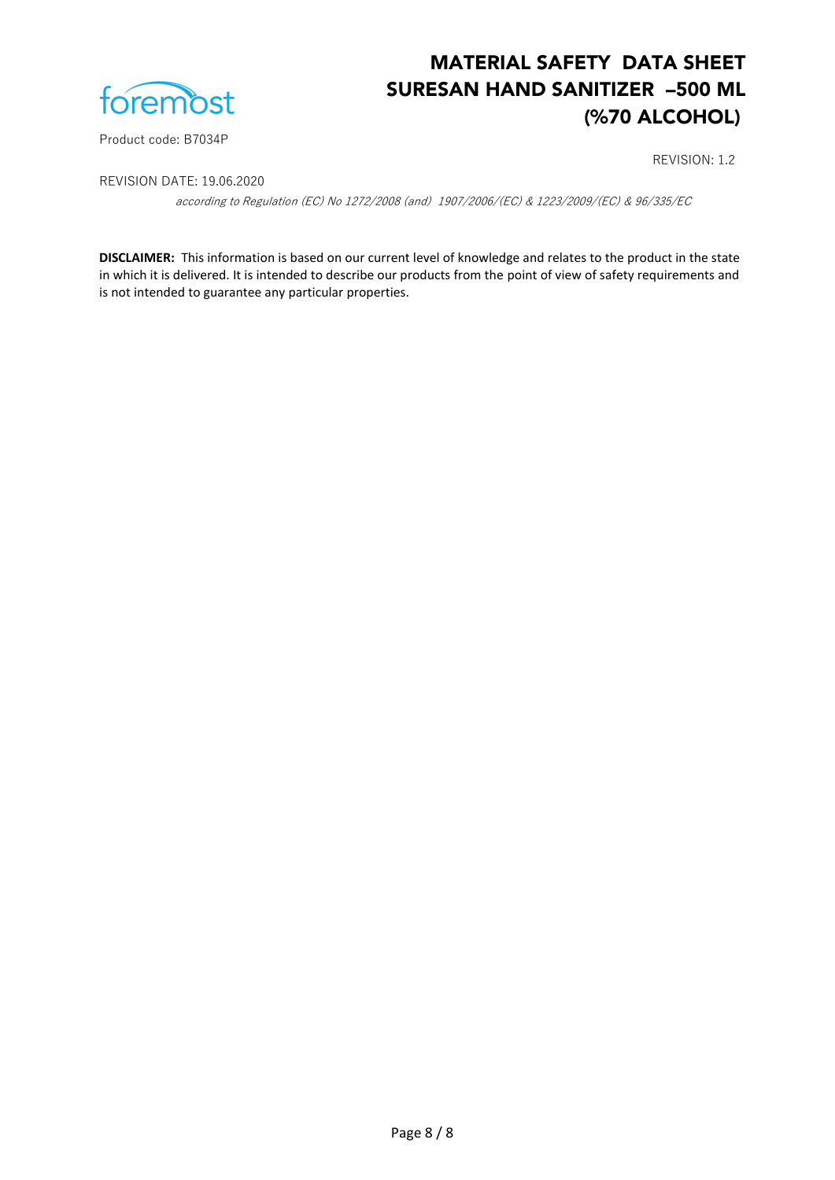**DISCLAIMER:** This information is based on our current level of knowledge and relates to the product in the state in which it is delivered. It is intended to describe our products from the point of view of safety requirements and is not intended to guarantee any particular properties.